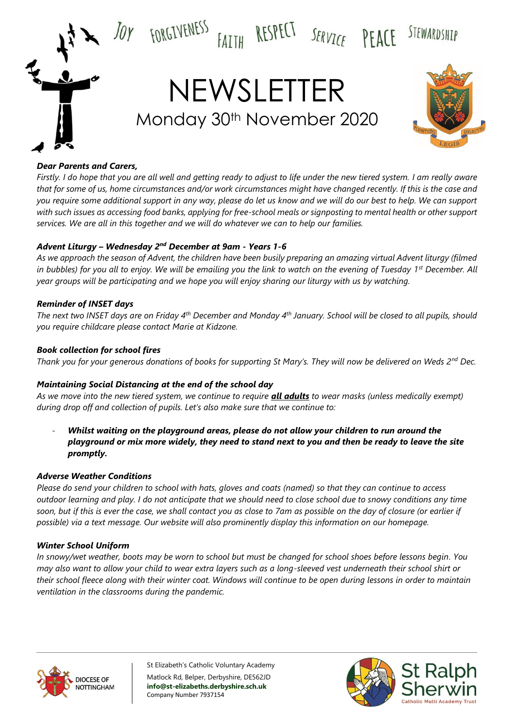JOY FORGIVENESS FAITH RESPECT SERVICE PEACE STEWARDSHIP

# NEWSLETTER

## Monday 30th November 2020

***Dear Parents and Carers,***

*Firstly. I do hope that you are all well and getting ready to adjust to life under the new tiered system. I am really aware that for some of us, home circumstances and/or work circumstances might have changed recently. If this is the case and you require some additional support in any way, please do let us know and we will do our best to help. We can support with such issues as accessing food banks, applying for free-school meals or signposting to mental health or other support services. We are all in this together and we will do whatever we can to help our families.*

### *Advent Liturgy – Wednesday 2nd December at 9am - Years 1-6*

*As we approach the season of Advent, the children have been busily preparing an amazing virtual Advent liturgy (filmed in bubbles) for you all to enjoy. We will be emailing you the link to watch on the evening of Tuesday 1st December. All year groups will be participating and we hope you will enjoy sharing our liturgy with us by watching.*

### *Reminder of INSET days*

*The next two INSET days are on Friday 4th December and Monday 4th January. School will be closed to all pupils, should you require childcare please contact Marie at Kidzone.*

### *Book collection for school fires*

*Thank you for your generous donations of books for supporting St Mary's. They will now be delivered on Weds 2nd Dec.*

### *Maintaining Social Distancing at the end of the school day*

*As we move into the new tiered system, we continue to require **all adults** to wear masks (unless medically exempt) during drop off and collection of pupils. Let's also make sure that we continue to:*

- ***Whilst waiting on the playground areas, please do not allow your children to run around the playground or mix more widely, they need to stand next to you and then be ready to leave the site promptly.***

### *Adverse Weather Conditions*

*Please do send your children to school with hats, gloves and coats (named) so that they can continue to access outdoor learning and play. I do not anticipate that we should need to close school due to snowy conditions any time soon, but if this is ever the case, we shall contact you as close to 7am as possible on the day of closure (or earlier if possible) via a text message. Our website will also prominently display this information on our homepage.*

### *Winter School Uniform*

*In snowy/wet weather, boots may be worn to school but must be changed for school shoes before lessons begin. You may also want to allow your child to wear extra layers such as a long-sleeved vest underneath their school shirt or their school fleece along with their winter coat. Windows will continue to be open during lessons in order to maintain ventilation in the classrooms during the pandemic.*

St Elizabeth's Catholic Voluntary Academy
Matlock Rd, Belper, Derbyshire, DE562JD
**info@st-elizabeths.derbyshire.sch.uk**
Company Number 7937154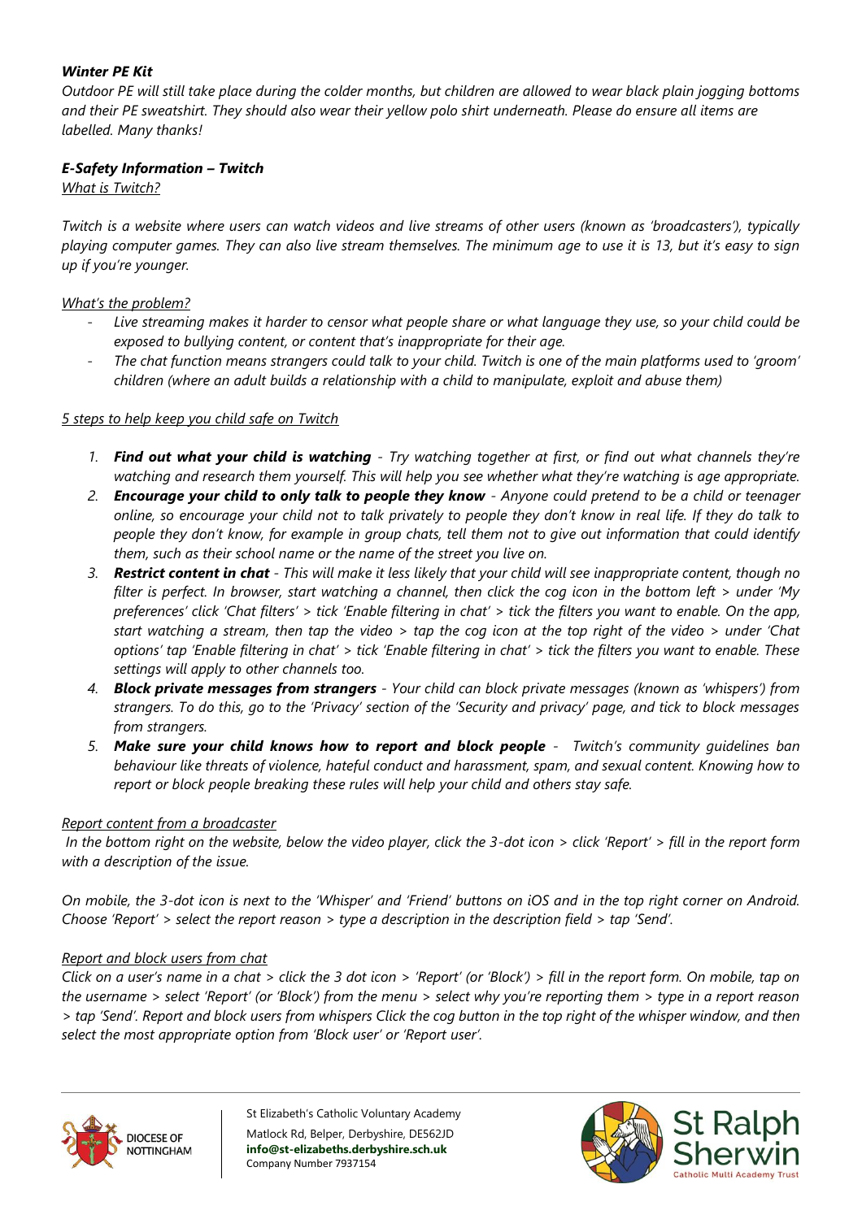### *Winter PE Kit*

*Outdoor PE will still take place during the colder months, but children are allowed to wear black plain jogging bottoms and their PE sweatshirt. They should also wear their yellow polo shirt underneath. Please do ensure all items are labelled. Many thanks!*

### *E-Safety Information – Twitch*

*What is Twitch?*

*Twitch is a website where users can watch videos and live streams of other users (known as 'broadcasters'), typically playing computer games. They can also live stream themselves. The minimum age to use it is 13, but it's easy to sign up if you're younger.*

*What's the problem?*

- *Live streaming makes it harder to censor what people share or what language they use, so your child could be exposed to bullying content, or content that's inappropriate for their age.*
- *The chat function means strangers could talk to your child. Twitch is one of the main platforms used to 'groom' children (where an adult builds a relationship with a child to manipulate, exploit and abuse them)*

*5 steps to help keep you child safe on Twitch*

1. ***Find out what your child is watching*** *- Try watching together at first, or find out what channels they're watching and research them yourself. This will help you see whether what they're watching is age appropriate.*
2. ***Encourage your child to only talk to people they know*** *- Anyone could pretend to be a child or teenager online, so encourage your child not to talk privately to people they don't know in real life. If they do talk to people they don't know, for example in group chats, tell them not to give out information that could identify them, such as their school name or the name of the street you live on.*
3. ***Restrict content in chat*** *- This will make it less likely that your child will see inappropriate content, though no filter is perfect. In browser, start watching a channel, then click the cog icon in the bottom left > under 'My preferences' click 'Chat filters' > tick 'Enable filtering in chat' > tick the filters you want to enable. On the app, start watching a stream, then tap the video > tap the cog icon at the top right of the video > under 'Chat options' tap 'Enable filtering in chat' > tick 'Enable filtering in chat' > tick the filters you want to enable. These settings will apply to other channels too.*
4. ***Block private messages from strangers*** *- Your child can block private messages (known as 'whispers') from strangers. To do this, go to the 'Privacy' section of the 'Security and privacy' page, and tick to block messages from strangers.*
5. ***Make sure your child knows how to report and block people*** *- Twitch's community guidelines ban behaviour like threats of violence, hateful conduct and harassment, spam, and sexual content. Knowing how to report or block people breaking these rules will help your child and others stay safe.*

*Report content from a broadcaster*

*In the bottom right on the website, below the video player, click the 3-dot icon > click 'Report' > fill in the report form with a description of the issue.*

*On mobile, the 3-dot icon is next to the 'Whisper' and 'Friend' buttons on iOS and in the top right corner on Android. Choose 'Report' > select the report reason > type a description in the description field > tap 'Send'.*

*Report and block users from chat*

*Click on a user's name in a chat > click the 3 dot icon > 'Report' (or 'Block') > fill in the report form. On mobile, tap on the username > select 'Report' (or 'Block') from the menu > select why you're reporting them > type in a report reason > tap 'Send'. Report and block users from whispers Click the cog button in the top right of the whisper window, and then select the most appropriate option from 'Block user' or 'Report user'.*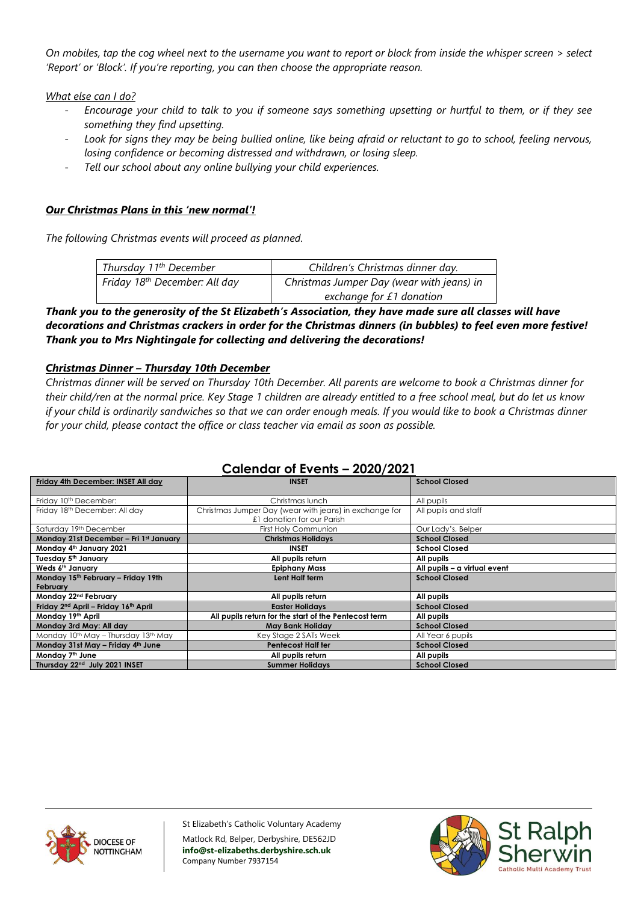*On mobiles, tap the cog wheel next to the username you want to report or block from inside the whisper screen > select 'Report' or 'Block'. If you're reporting, you can then choose the appropriate reason.*

*What else can I do?*

- *Encourage your child to talk to you if someone says something upsetting or hurtful to them, or if they see something they find upsetting.*
- *Look for signs they may be bullied online, like being afraid or reluctant to go to school, feeling nervous, losing confidence or becoming distressed and withdrawn, or losing sleep.*
- *Tell our school about any online bullying your child experiences.*

***Our Christmas Plans in this 'new normal'!***

*The following Christmas events will proceed as planned.*

| | |
|---|---|
| *Thursday 11th December* | *Children's Christmas dinner day.* |
| *Friday 18th December: All day* | *Christmas Jumper Day (wear with jeans) in exchange for £1 donation* |

***Thank you to the generosity of the St Elizabeth's Association, they have made sure all classes will have decorations and Christmas crackers in order for the Christmas dinners (in bubbles) to feel even more festive! Thank you to Mrs Nightingale for collecting and delivering the decorations!***

***Christmas Dinner – Thursday 10th December***

*Christmas dinner will be served on Thursday 10th December. All parents are welcome to book a Christmas dinner for their child/ren at the normal price. Key Stage 1 children are already entitled to a free school meal, but do let us know if your child is ordinarily sandwiches so that we can order enough meals. If you would like to book a Christmas dinner for your child, please contact the office or class teacher via email as soon as possible.*

## Calendar of Events – 2020/2021

| **Friday 4th December: INSET All day** | **INSET** | **School Closed** |
|---|---|---|
| Friday 10th December: | Christmas lunch | All pupils |
| Friday 18th December: All day | Christmas Jumper Day (wear with jeans) in exchange for £1 donation for our Parish | All pupils and staff |
| Saturday 19th December | First Holy Communion | Our Lady's, Belper |
| **Monday 21st December – Fri 1st January** | **Christmas Holidays** | **School Closed** |
| **Monday 4th January 2021** | **INSET** | **School Closed** |
| **Tuesday 5th January** | **All pupils return** | **All pupils** |
| **Weds 6th January** | **Epiphany Mass** | **All pupils – a virtual event** |
| **Monday 15th February – Friday 19th February** | **Lent Half term** | **School Closed** |
| **Monday 22nd February** | **All pupils return** | **All pupils** |
| **Friday 2nd April – Friday 16th April** | **Easter Holidays** | **School Closed** |
| **Monday 19th April** | **All pupils return for the start of the Pentecost term** | **All pupils** |
| **Monday 3rd May: All day** | **May Bank Holiday** | **School Closed** |
| Monday 10th May – Thursday 13th May | Key Stage 2 SATs Week | All Year 6 pupils |
| **Monday 31st May – Friday 4th June** | **Pentecost Half ter** | **School Closed** |
| **Monday 7th June** | **All pupils return** | **All pupils** |
| **Thursday 22nd July 2021 INSET** | **Summer Holidays** | **School Closed** |

St Elizabeth's Catholic Voluntary Academy
Matlock Rd, Belper, Derbyshire, DE562JD
**info@st-elizabeths.derbyshire.sch.uk**
Company Number 7937154